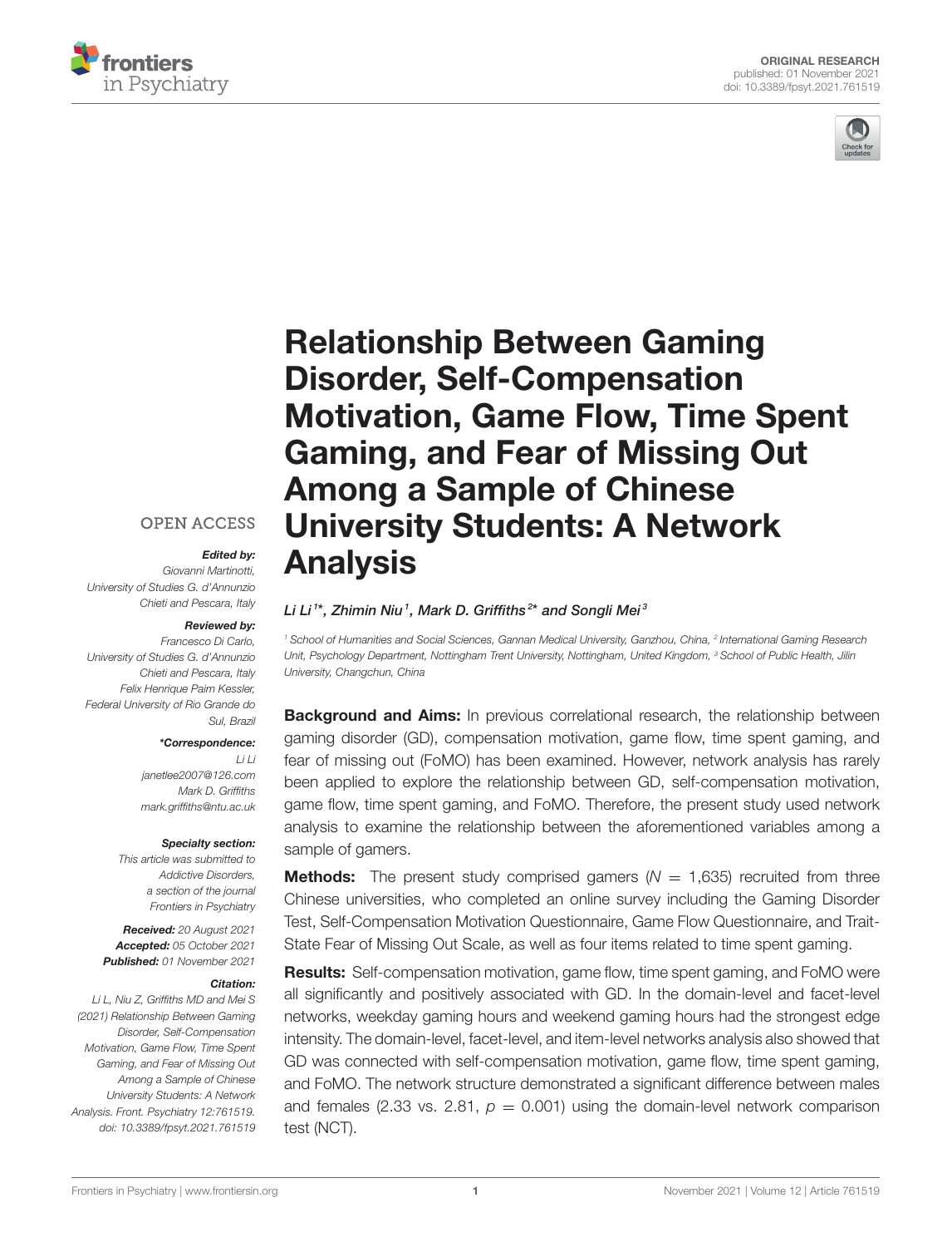ORIGINAL RESEARCH
published: 01 November 2021
doi: 10.3389/fpsyt.2021.761519

# Relationship Between Gaming Disorder, Self-Compensation Motivation, Game Flow, Time Spent Gaming, and Fear of Missing Out Among a Sample of Chinese University Students: A Network Analysis

*Li Li[1]\*, Zhimin Niu[1], Mark D. Griffiths[2]\* and Songli Mei[3]*

[1] School of Humanities and Social Sciences, Gannan Medical University, Ganzhou, China, [2] International Gaming Research Unit, Psychology Department, Nottingham Trent University, Nottingham, United Kingdom, [3] School of Public Health, Jilin University, Changchun, China

OPEN ACCESS

***Edited by:***
Giovanni Martinotti, University of Studies G. d'Annunzio Chieti and Pescara, Italy

***Reviewed by:***
Francesco Di Carlo, University of Studies G. d'Annunzio Chieti and Pescara, Italy
Felix Henrique Paim Kessler, Federal University of Rio Grande do Sul, Brazil

***\*Correspondence:***
Li Li
janetlee2007@126.com
Mark D. Griffiths
mark.griffiths@ntu.ac.uk

***Specialty section:***
This article was submitted to Addictive Disorders, a section of the journal Frontiers in Psychiatry

***Received:*** 20 August 2021
***Accepted:*** 05 October 2021
***Published:*** 01 November 2021

***Citation:***
Li L, Niu Z, Griffiths MD and Mei S (2021) Relationship Between Gaming Disorder, Self-Compensation Motivation, Game Flow, Time Spent Gaming, and Fear of Missing Out Among a Sample of Chinese University Students: A Network Analysis. Front. Psychiatry 12:761519. doi: 10.3389/fpsyt.2021.761519

**Background and Aims:** In previous correlational research, the relationship between gaming disorder (GD), compensation motivation, game flow, time spent gaming, and fear of missing out (FoMO) has been examined. However, network analysis has rarely been applied to explore the relationship between GD, self-compensation motivation, game flow, time spent gaming, and FoMO. Therefore, the present study used network analysis to examine the relationship between the aforementioned variables among a sample of gamers.

**Methods:** The present study comprised gamers ($N = 1,635$) recruited from three Chinese universities, who completed an online survey including the Gaming Disorder Test, Self-Compensation Motivation Questionnaire, Game Flow Questionnaire, and Trait-State Fear of Missing Out Scale, as well as four items related to time spent gaming.

**Results:** Self-compensation motivation, game flow, time spent gaming, and FoMO were all significantly and positively associated with GD. In the domain-level and facet-level networks, weekday gaming hours and weekend gaming hours had the strongest edge intensity. The domain-level, facet-level, and item-level networks analysis also showed that GD was connected with self-compensation motivation, game flow, time spent gaming, and FoMO. The network structure demonstrated a significant difference between males and females (2.33 vs. 2.81, $p = 0.001$) using the domain-level network comparison test (NCT).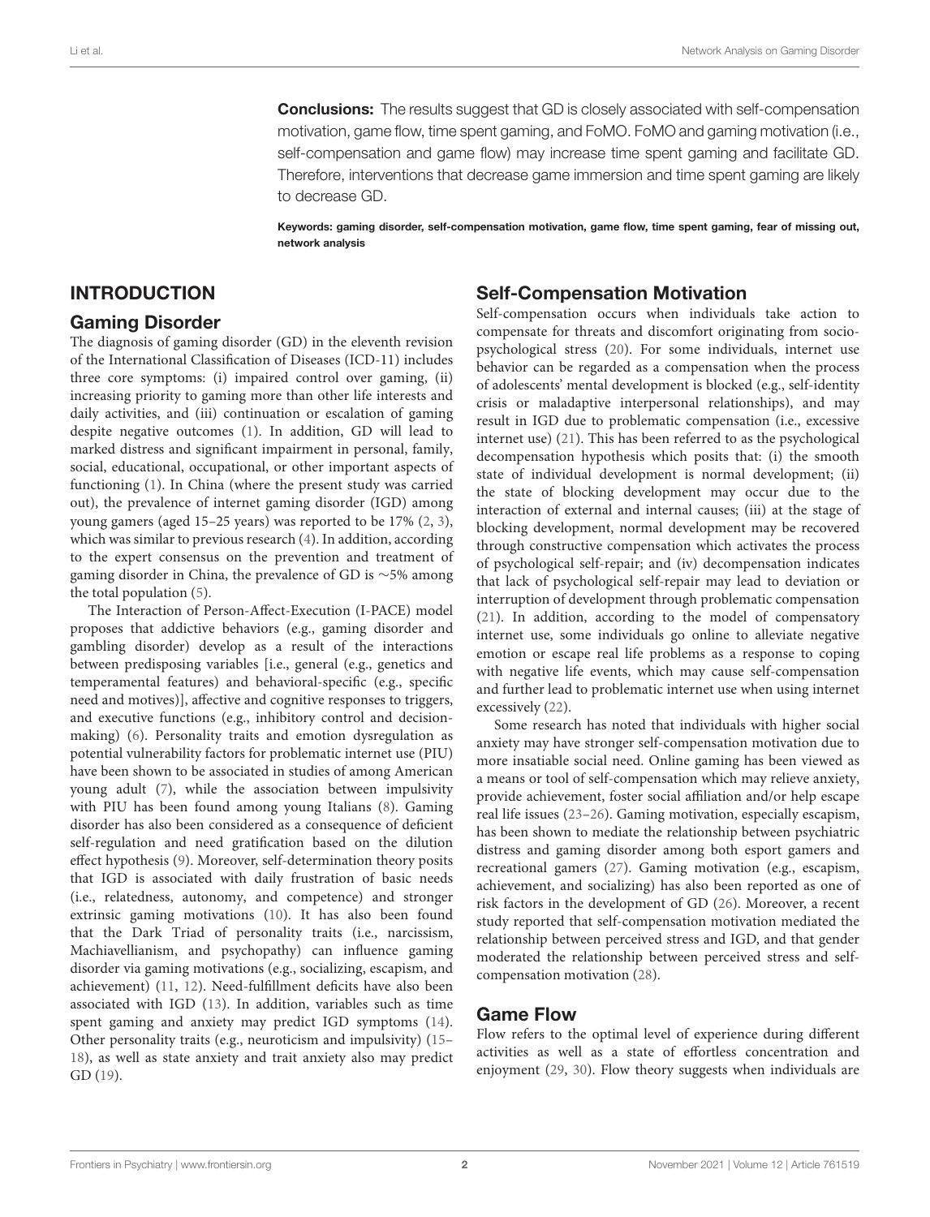**Conclusions:** The results suggest that GD is closely associated with self-compensation motivation, game flow, time spent gaming, and FoMO. FoMO and gaming motivation (i.e., self-compensation and game flow) may increase time spent gaming and facilitate GD. Therefore, interventions that decrease game immersion and time spent gaming are likely to decrease GD.

**Keywords: gaming disorder, self-compensation motivation, game flow, time spent gaming, fear of missing out, network analysis**

## INTRODUCTION

### Gaming Disorder

The diagnosis of gaming disorder (GD) in the eleventh revision of the International Classification of Diseases (ICD-11) includes three core symptoms: (i) impaired control over gaming, (ii) increasing priority to gaming more than other life interests and daily activities, and (iii) continuation or escalation of gaming despite negative outcomes (1). In addition, GD will lead to marked distress and significant impairment in personal, family, social, educational, occupational, or other important aspects of functioning (1). In China (where the present study was carried out), the prevalence of internet gaming disorder (IGD) among young gamers (aged 15–25 years) was reported to be 17% (2, 3), which was similar to previous research (4). In addition, according to the expert consensus on the prevention and treatment of gaming disorder in China, the prevalence of GD is ∼5% among the total population (5).

The Interaction of Person-Affect-Execution (I-PACE) model proposes that addictive behaviors (e.g., gaming disorder and gambling disorder) develop as a result of the interactions between predisposing variables [i.e., general (e.g., genetics and temperamental features) and behavioral-specific (e.g., specific need and motives)], affective and cognitive responses to triggers, and executive functions (e.g., inhibitory control and decision-making) (6). Personality traits and emotion dysregulation as potential vulnerability factors for problematic internet use (PIU) have been shown to be associated in studies of among American young adult (7), while the association between impulsivity with PIU has been found among young Italians (8). Gaming disorder has also been considered as a consequence of deficient self-regulation and need gratification based on the dilution effect hypothesis (9). Moreover, self-determination theory posits that IGD is associated with daily frustration of basic needs (i.e., relatedness, autonomy, and competence) and stronger extrinsic gaming motivations (10). It has also been found that the Dark Triad of personality traits (i.e., narcissism, Machiavellianism, and psychopathy) can influence gaming disorder via gaming motivations (e.g., socializing, escapism, and achievement) (11, 12). Need-fulfillment deficits have also been associated with IGD (13). In addition, variables such as time spent gaming and anxiety may predict IGD symptoms (14). Other personality traits (e.g., neuroticism and impulsivity) (15–18), as well as state anxiety and trait anxiety also may predict GD (19).

### Self-Compensation Motivation

Self-compensation occurs when individuals take action to compensate for threats and discomfort originating from socio-psychological stress (20). For some individuals, internet use behavior can be regarded as a compensation when the process of adolescents' mental development is blocked (e.g., self-identity crisis or maladaptive interpersonal relationships), and may result in IGD due to problematic compensation (i.e., excessive internet use) (21). This has been referred to as the psychological decompensation hypothesis which posits that: (i) the smooth state of individual development is normal development; (ii) the state of blocking development may occur due to the interaction of external and internal causes; (iii) at the stage of blocking development, normal development may be recovered through constructive compensation which activates the process of psychological self-repair; and (iv) decompensation indicates that lack of psychological self-repair may lead to deviation or interruption of development through problematic compensation (21). In addition, according to the model of compensatory internet use, some individuals go online to alleviate negative emotion or escape real life problems as a response to coping with negative life events, which may cause self-compensation and further lead to problematic internet use when using internet excessively (22).

Some research has noted that individuals with higher social anxiety may have stronger self-compensation motivation due to more insatiable social need. Online gaming has been viewed as a means or tool of self-compensation which may relieve anxiety, provide achievement, foster social affiliation and/or help escape real life issues (23–26). Gaming motivation, especially escapism, has been shown to mediate the relationship between psychiatric distress and gaming disorder among both esport gamers and recreational gamers (27). Gaming motivation (e.g., escapism, achievement, and socializing) has also been reported as one of risk factors in the development of GD (26). Moreover, a recent study reported that self-compensation motivation mediated the relationship between perceived stress and IGD, and that gender moderated the relationship between perceived stress and self-compensation motivation (28).

### Game Flow

Flow refers to the optimal level of experience during different activities as well as a state of effortless concentration and enjoyment (29, 30). Flow theory suggests when individuals are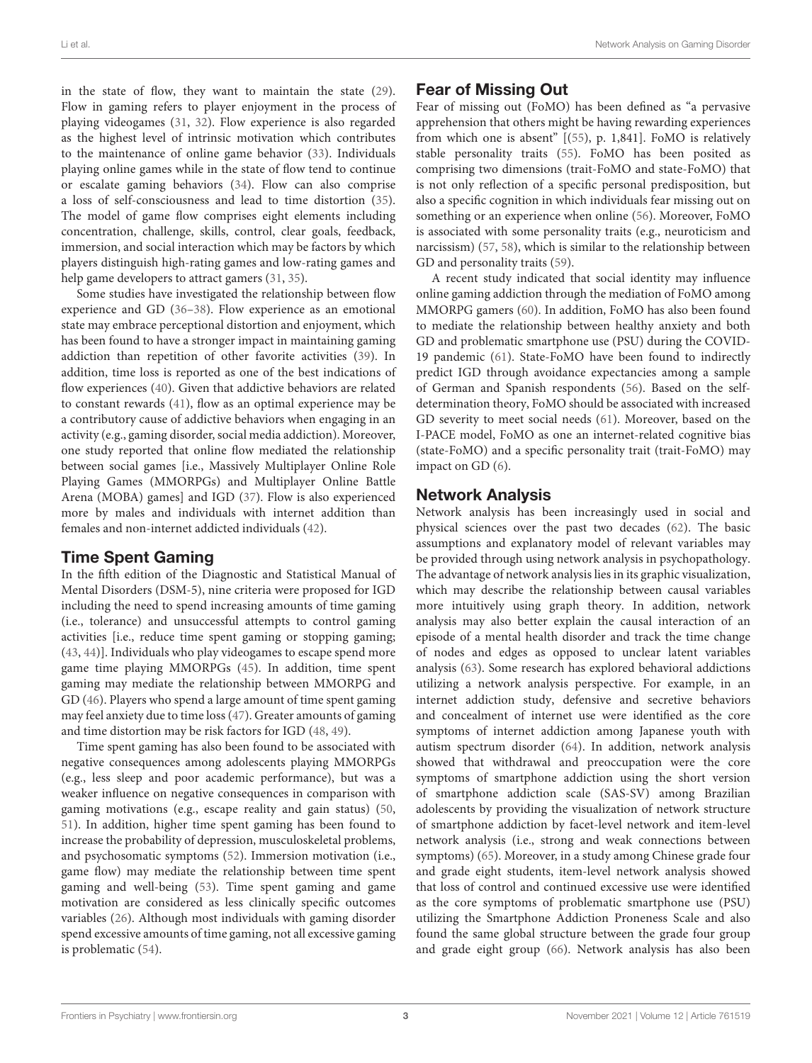in the state of flow, they want to maintain the state (29). Flow in gaming refers to player enjoyment in the process of playing videogames (31, 32). Flow experience is also regarded as the highest level of intrinsic motivation which contributes to the maintenance of online game behavior (33). Individuals playing online games while in the state of flow tend to continue or escalate gaming behaviors (34). Flow can also comprise a loss of self-consciousness and lead to time distortion (35). The model of game flow comprises eight elements including concentration, challenge, skills, control, clear goals, feedback, immersion, and social interaction which may be factors by which players distinguish high-rating games and low-rating games and help game developers to attract gamers (31, 35).

Some studies have investigated the relationship between flow experience and GD (36–38). Flow experience as an emotional state may embrace perceptional distortion and enjoyment, which has been found to have a stronger impact in maintaining gaming addiction than repetition of other favorite activities (39). In addition, time loss is reported as one of the best indications of flow experiences (40). Given that addictive behaviors are related to constant rewards (41), flow as an optimal experience may be a contributory cause of addictive behaviors when engaging in an activity (e.g., gaming disorder, social media addiction). Moreover, one study reported that online flow mediated the relationship between social games [i.e., Massively Multiplayer Online Role Playing Games (MMORPGs) and Multiplayer Online Battle Arena (MOBA) games] and IGD (37). Flow is also experienced more by males and individuals with internet addition than females and non-internet addicted individuals (42).

## Time Spent Gaming

In the fifth edition of the Diagnostic and Statistical Manual of Mental Disorders (DSM-5), nine criteria were proposed for IGD including the need to spend increasing amounts of time gaming (i.e., tolerance) and unsuccessful attempts to control gaming activities [i.e., reduce time spent gaming or stopping gaming; (43, 44)]. Individuals who play videogames to escape spend more game time playing MMORPGs (45). In addition, time spent gaming may mediate the relationship between MMORPG and GD (46). Players who spend a large amount of time spent gaming may feel anxiety due to time loss (47). Greater amounts of gaming and time distortion may be risk factors for IGD (48, 49).

Time spent gaming has also been found to be associated with negative consequences among adolescents playing MMORPGs (e.g., less sleep and poor academic performance), but was a weaker influence on negative consequences in comparison with gaming motivations (e.g., escape reality and gain status) (50, 51). In addition, higher time spent gaming has been found to increase the probability of depression, musculoskeletal problems, and psychosomatic symptoms (52). Immersion motivation (i.e., game flow) may mediate the relationship between time spent gaming and well-being (53). Time spent gaming and game motivation are considered as less clinically specific outcomes variables (26). Although most individuals with gaming disorder spend excessive amounts of time gaming, not all excessive gaming is problematic (54).

## Fear of Missing Out

Fear of missing out (FoMO) has been defined as "a pervasive apprehension that others might be having rewarding experiences from which one is absent" [(55), p. 1,841]. FoMO is relatively stable personality traits (55). FoMO has been posited as comprising two dimensions (trait-FoMO and state-FoMO) that is not only reflection of a specific personal predisposition, but also a specific cognition in which individuals fear missing out on something or an experience when online (56). Moreover, FoMO is associated with some personality traits (e.g., neuroticism and narcissism) (57, 58), which is similar to the relationship between GD and personality traits (59).

A recent study indicated that social identity may influence online gaming addiction through the mediation of FoMO among MMORPG gamers (60). In addition, FoMO has also been found to mediate the relationship between healthy anxiety and both GD and problematic smartphone use (PSU) during the COVID-19 pandemic (61). State-FoMO have been found to indirectly predict IGD through avoidance expectancies among a sample of German and Spanish respondents (56). Based on the self-determination theory, FoMO should be associated with increased GD severity to meet social needs (61). Moreover, based on the I-PACE model, FoMO as one an internet-related cognitive bias (state-FoMO) and a specific personality trait (trait-FoMO) may impact on GD (6).

## Network Analysis

Network analysis has been increasingly used in social and physical sciences over the past two decades (62). The basic assumptions and explanatory model of relevant variables may be provided through using network analysis in psychopathology. The advantage of network analysis lies in its graphic visualization, which may describe the relationship between causal variables more intuitively using graph theory. In addition, network analysis may also better explain the causal interaction of an episode of a mental health disorder and track the time change of nodes and edges as opposed to unclear latent variables analysis (63). Some research has explored behavioral addictions utilizing a network analysis perspective. For example, in an internet addiction study, defensive and secretive behaviors and concealment of internet use were identified as the core symptoms of internet addiction among Japanese youth with autism spectrum disorder (64). In addition, network analysis showed that withdrawal and preoccupation were the core symptoms of smartphone addiction using the short version of smartphone addiction scale (SAS-SV) among Brazilian adolescents by providing the visualization of network structure of smartphone addiction by facet-level network and item-level network analysis (i.e., strong and weak connections between symptoms) (65). Moreover, in a study among Chinese grade four and grade eight students, item-level network analysis showed that loss of control and continued excessive use were identified as the core symptoms of problematic smartphone use (PSU) utilizing the Smartphone Addiction Proneness Scale and also found the same global structure between the grade four group and grade eight group (66). Network analysis has also been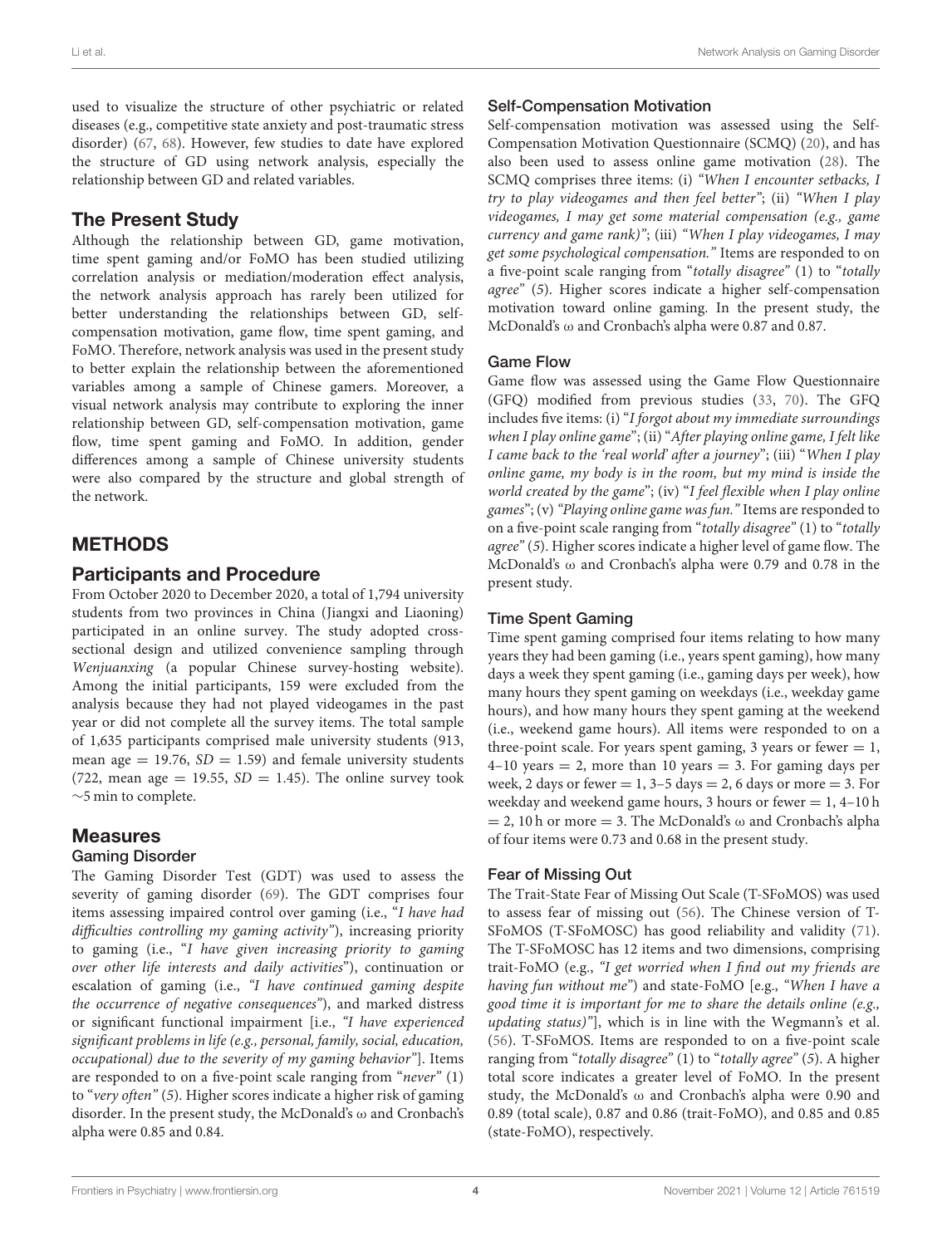used to visualize the structure of other psychiatric or related diseases (e.g., competitive state anxiety and post-traumatic stress disorder) (67, 68). However, few studies to date have explored the structure of GD using network analysis, especially the relationship between GD and related variables.

## The Present Study

Although the relationship between GD, game motivation, time spent gaming and/or FoMO has been studied utilizing correlation analysis or mediation/moderation effect analysis, the network analysis approach has rarely been utilized for better understanding the relationships between GD, self-compensation motivation, game flow, time spent gaming, and FoMO. Therefore, network analysis was used in the present study to better explain the relationship between the aforementioned variables among a sample of Chinese gamers. Moreover, a visual network analysis may contribute to exploring the inner relationship between GD, self-compensation motivation, game flow, time spent gaming and FoMO. In addition, gender differences among a sample of Chinese university students were also compared by the structure and global strength of the network.

# METHODS

## Participants and Procedure

From October 2020 to December 2020, a total of 1,794 university students from two provinces in China (Jiangxi and Liaoning) participated in an online survey. The study adopted cross-sectional design and utilized convenience sampling through *Wenjuanxing* (a popular Chinese survey-hosting website). Among the initial participants, 159 were excluded from the analysis because they had not played videogames in the past year or did not complete all the survey items. The total sample of 1,635 participants comprised male university students (913, mean age = 19.76, $SD = 1.59$) and female university students (722, mean age = 19.55, $SD = 1.45$). The online survey took ∼5 min to complete.

## Measures

### Gaming Disorder

The Gaming Disorder Test (GDT) was used to assess the severity of gaming disorder (69). The GDT comprises four items assessing impaired control over gaming (i.e., "*I have had difficulties controlling my gaming activity*"), increasing priority to gaming (i.e., "*I have given increasing priority to gaming over other life interests and daily activities*"), continuation or escalation of gaming (i.e., "*I have continued gaming despite the occurrence of negative consequences*"), and marked distress or significant functional impairment [i.e., "*I have experienced significant problems in life (e.g., personal, family, social, education, occupational) due to the severity of my gaming behavior*"]. Items are responded to on a five-point scale ranging from "*never*" (1) to "*very often*" (5). Higher scores indicate a higher risk of gaming disorder. In the present study, the McDonald's ω and Cronbach's alpha were 0.85 and 0.84.

### Self-Compensation Motivation

Self-compensation motivation was assessed using the Self-Compensation Motivation Questionnaire (SCMQ) (20), and has also been used to assess online game motivation (28). The SCMQ comprises three items: (i) "*When I encounter setbacks, I try to play videogames and then feel better*"; (ii) "*When I play videogames, I may get some material compensation (e.g., game currency and game rank)*"; (iii) "*When I play videogames, I may get some psychological compensation.*" Items are responded to on a five-point scale ranging from "*totally disagree*" (1) to "*totally agree*" (5). Higher scores indicate a higher self-compensation motivation toward online gaming. In the present study, the McDonald's ω and Cronbach's alpha were 0.87 and 0.87.

### Game Flow

Game flow was assessed using the Game Flow Questionnaire (GFQ) modified from previous studies (33, 70). The GFQ includes five items: (i) "*I forgot about my immediate surroundings when I play online game*"; (ii) "*After playing online game, I felt like I came back to the 'real world' after a journey*"; (iii) "*When I play online game, my body is in the room, but my mind is inside the world created by the game*"; (iv) "*I feel flexible when I play online games*"; (v) "*Playing online game was fun.*" Items are responded to on a five-point scale ranging from "*totally disagree*" (1) to "*totally agree*" (5). Higher scores indicate a higher level of game flow. The McDonald's ω and Cronbach's alpha were 0.79 and 0.78 in the present study.

### Time Spent Gaming

Time spent gaming comprised four items relating to how many years they had been gaming (i.e., years spent gaming), how many days a week they spent gaming (i.e., gaming days per week), how many hours they spent gaming on weekdays (i.e., weekday game hours), and how many hours they spent gaming at the weekend (i.e., weekend game hours). All items were responded to on a three-point scale. For years spent gaming, 3 years or fewer = 1, 4–10 years = 2, more than 10 years = 3. For gaming days per week, 2 days or fewer = 1, 3–5 days = 2, 6 days or more = 3. For weekday and weekend game hours, 3 hours or fewer = 1, 4–10 h = 2, 10 h or more = 3. The McDonald's ω and Cronbach's alpha of four items were 0.73 and 0.68 in the present study.

### Fear of Missing Out

The Trait-State Fear of Missing Out Scale (T-SFoMOS) was used to assess fear of missing out (56). The Chinese version of T-SFoMOS (T-SFoMOSC) has good reliability and validity (71). The T-SFoMOSC has 12 items and two dimensions, comprising trait-FoMO (e.g., "*I get worried when I find out my friends are having fun without me*") and state-FoMO [e.g., "*When I have a good time it is important for me to share the details online (e.g., updating status)*"], which is in line with the Wegmann's et al. (56). T-SFoMOS. Items are responded to on a five-point scale ranging from "*totally disagree*" (1) to "*totally agree*" (5). A higher total score indicates a greater level of FoMO. In the present study, the McDonald's ω and Cronbach's alpha were 0.90 and 0.89 (total scale), 0.87 and 0.86 (trait-FoMO), and 0.85 and 0.85 (state-FoMO), respectively.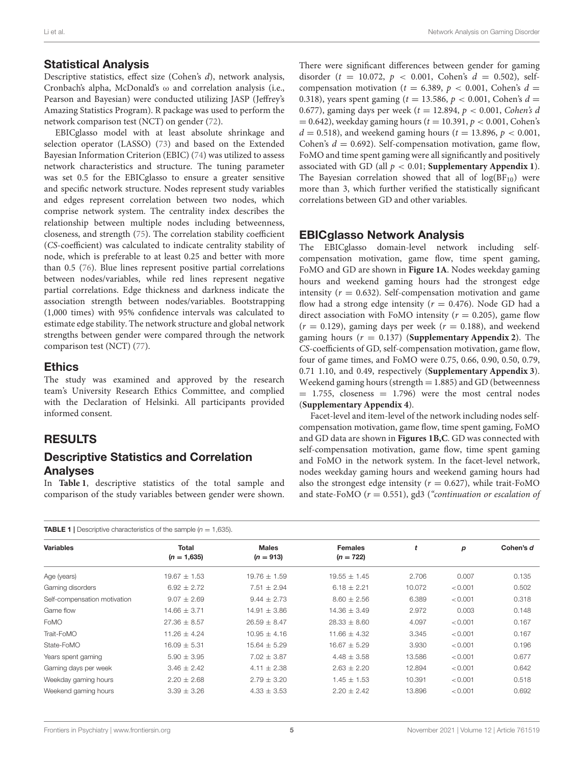## Statistical Analysis

Descriptive statistics, effect size (Cohen's *d*), network analysis, Cronbach's alpha, McDonald's ω and correlation analysis (i.e., Pearson and Bayesian) were conducted utilizing JASP (Jeffrey's Amazing Statistics Program). R package was used to perform the network comparison test (NCT) on gender (72).

EBICglasso model with at least absolute shrinkage and selection operator (LASSO) (73) and based on the Extended Bayesian Information Criterion (EBIC) (74) was utilized to assess network characteristics and structure. The tuning parameter was set 0.5 for the EBICglasso to ensure a greater sensitive and specific network structure. Nodes represent study variables and edges represent correlation between two nodes, which comprise network system. The centrality index describes the relationship between multiple nodes including betweenness, closeness, and strength (75). The correlation stability coefficient (*CS*-coefficient) was calculated to indicate centrality stability of node, which is preferable to at least 0.25 and better with more than 0.5 (76). Blue lines represent positive partial correlations between nodes/variables, while red lines represent negative partial correlations. Edge thickness and darkness indicate the association strength between nodes/variables. Bootstrapping (1,000 times) with 95% confidence intervals was calculated to estimate edge stability. The network structure and global network strengths between gender were compared through the network comparison test (NCT) (77).

## Ethics

The study was examined and approved by the research team's University Research Ethics Committee, and complied with the Declaration of Helsinki. All participants provided informed consent.

# RESULTS

## Descriptive Statistics and Correlation Analyses

In **Table 1**, descriptive statistics of the total sample and comparison of the study variables between gender were shown. There were significant differences between gender for gaming disorder ($t = 10.072$, $p < 0.001$, Cohen's $d = 0.502$), self-compensation motivation ($t = 6.389$, $p < 0.001$, Cohen's $d = 0.318$), years spent gaming ($t = 13.586$, $p < 0.001$, Cohen's $d = 0.677$), gaming days per week ($t = 12.894$, $p < 0.001$, *Cohen's d* $= 0.642$), weekday gaming hours ($t = 10.391$, $p < 0.001$, Cohen's $d = 0.518$), and weekend gaming hours ($t = 13.896$, $p < 0.001$, Cohen's $d = 0.692$). Self-compensation motivation, game flow, FoMO and time spent gaming were all significantly and positively associated with GD (all $p < 0.01$; **Supplementary Appendix 1**). The Bayesian correlation showed that all of $\log(BF_{10})$ were more than 3, which further verified the statistically significant correlations between GD and other variables.

## EBICglasso Network Analysis

The EBICglasso domain-level network including self-compensation motivation, game flow, time spent gaming, FoMO and GD are shown in **Figure 1A**. Nodes weekday gaming hours and weekend gaming hours had the strongest edge intensity ($r = 0.632$). Self-compensation motivation and game flow had a strong edge intensity ($r = 0.476$). Node GD had a direct association with FoMO intensity ($r = 0.205$), game flow ($r = 0.129$), gaming days per week ($r = 0.188$), and weekend gaming hours ($r = 0.137$) (**Supplementary Appendix 2**). The *CS*-coefficients of GD, self-compensation motivation, game flow, four of game times, and FoMO were 0.75, 0.66, 0.90, 0.50, 0.79, 0.71 1.10, and 0.49, respectively (**Supplementary Appendix 3**). Weekend gaming hours (strength = 1.885) and GD (betweenness = 1.755, closeness = 1.796) were the most central nodes (**Supplementary Appendix 4**).

Facet-level and item-level of the network including nodes self-compensation motivation, game flow, time spent gaming, FoMO and GD data are shown in **Figures 1B,C**. GD was connected with self-compensation motivation, game flow, time spent gaming and FoMO in the network system. In the facet-level network, nodes weekday gaming hours and weekend gaming hours had also the strongest edge intensity ($r = 0.627$), while trait-FoMO and state-FoMO ($r = 0.551$), gd3 (*"continuation or escalation of*

**TABLE 1** | Descriptive characteristics of the sample ($n = 1,635$).

| Variables | Total ($n = 1,635$) | Males ($n = 913$) | Females ($n = 722$) | *t* | *p* | Cohen's *d* |
|---|---|---|---|---|---|---|
| Age (years) | 19.67 ± 1.53 | 19.76 ± 1.59 | 19.55 ± 1.45 | 2.706 | 0.007 | 0.135 |
| Gaming disorders | 6.92 ± 2.72 | 7.51 ± 2.94 | 6.18 ± 2.21 | 10.072 | <0.001 | 0.502 |
| Self-compensation motivation | 9.07 ± 2.69 | 9.44 ± 2.73 | 8.60 ± 2.56 | 6.389 | <0.001 | 0.318 |
| Game flow | 14.66 ± 3.71 | 14.91 ± 3.86 | 14.36 ± 3.49 | 2.972 | 0.003 | 0.148 |
| FoMO | 27.36 ± 8.57 | 26.59 ± 8.47 | 28.33 ± 8.60 | 4.097 | <0.001 | 0.167 |
| Trait-FoMO | 11.26 ± 4.24 | 10.95 ± 4.16 | 11.66 ± 4.32 | 3.345 | <0.001 | 0.167 |
| State-FoMO | 16.09 ± 5.31 | 15.64 ± 5.29 | 16.67 ± 5.29 | 3.930 | <0.001 | 0.196 |
| Years spent gaming | 5.90 ± 3.95 | 7.02 ± 3.87 | 4.48 ± 3.58 | 13.586 | <0.001 | 0.677 |
| Gaming days per week | 3.46 ± 2.42 | 4.11 ± 2.38 | 2.63 ± 2.20 | 12.894 | <0.001 | 0.642 |
| Weekday gaming hours | 2.20 ± 2.68 | 2.79 ± 3.20 | 1.45 ± 1.53 | 10.391 | <0.001 | 0.518 |
| Weekend gaming hours | 3.39 ± 3.26 | 4.33 ± 3.53 | 2.20 ± 2.42 | 13.896 | <0.001 | 0.692 |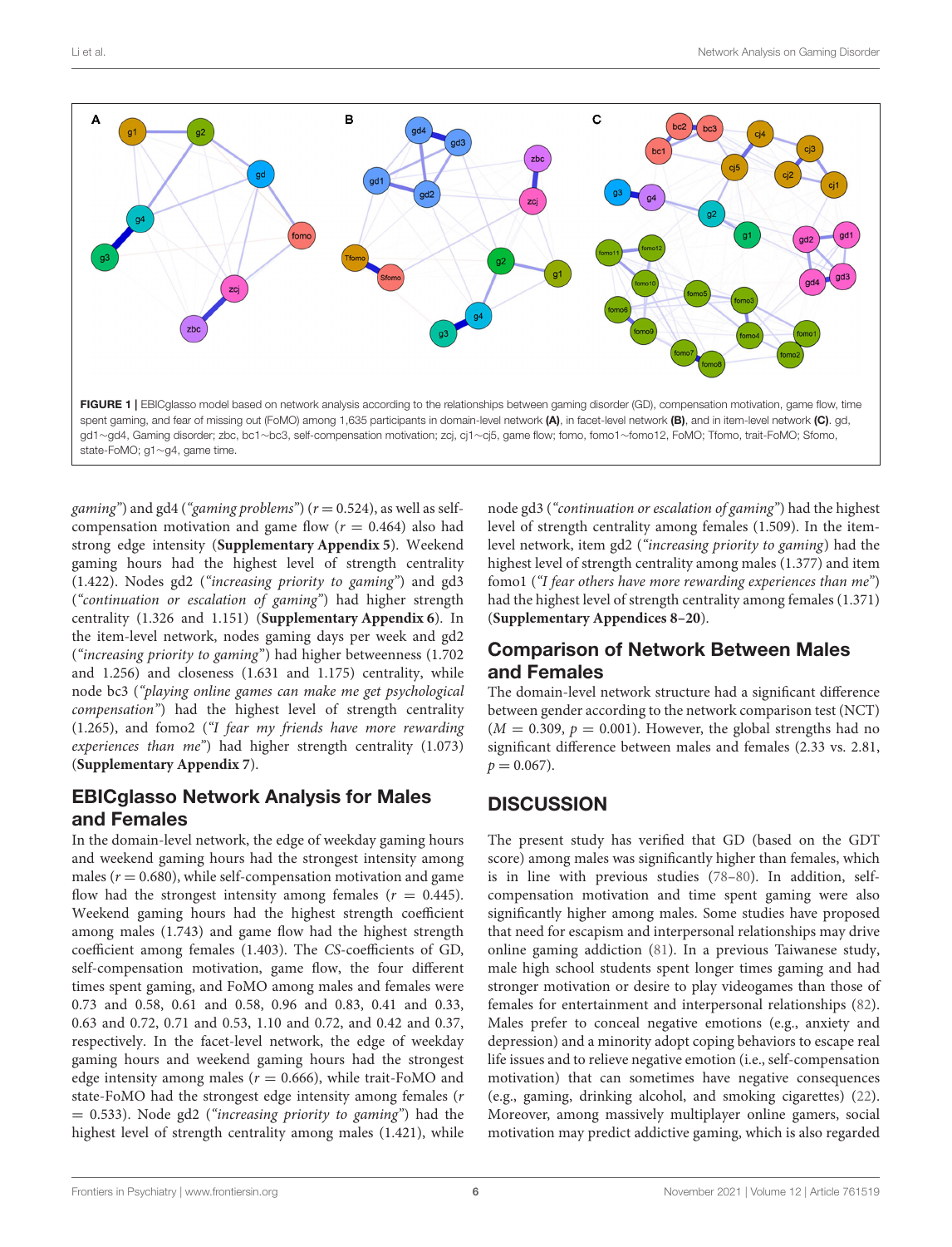**FIGURE 1** | EBICglasso model based on network analysis according to the relationships between gaming disorder (GD), compensation motivation, game flow, time spent gaming, and fear of missing out (FoMO) among 1,635 participants in domain-level network **(A)**, in facet-level network **(B)**, and in item-level network **(C)**. gd, gd1~gd4, Gaming disorder; zbc, bc1~bc3, self-compensation motivation; zcj, cj1~cj5, game flow; fomo, fomo1~fomo12, FoMO; Tfomo, trait-FoMO; Sfomo, state-FoMO; g1~g4, game time.

*gaming*") and gd4 (*"gaming problems"*) ($r = 0.524$), as well as self-compensation motivation and game flow ($r = 0.464$) also had strong edge intensity (**Supplementary Appendix 5**). Weekend gaming hours had the highest strength centrality (1.422). Nodes gd2 (*"increasing priority to gaming"*) and gd3 (*"continuation or escalation of gaming"*) had higher strength centrality (1.326 and 1.151) (**Supplementary Appendix 6**). In the item-level network, nodes gaming days per week and gd2 (*"increasing priority to gaming"*) had higher betweenness (1.702 and 1.256) and closeness (1.631 and 1.175) centrality, while node bc3 (*"playing online games can make me get psychological compensation"*) had the highest level of strength centrality (1.265), and fomo2 (*"I fear my friends have more rewarding experiences than me"*) had higher strength centrality (1.073) (**Supplementary Appendix 7**).

## EBICglasso Network Analysis for Males and Females

In the domain-level network, the edge of weekday gaming hours and weekend gaming hours had the strongest intensity among males ($r = 0.680$), while self-compensation motivation and game flow had the strongest intensity among females ($r = 0.445$). Weekend gaming hours had the highest strength coefficient among males (1.743) and game flow had the highest strength coefficient among females (1.403). The *CS*-coefficients of GD, self-compensation motivation, game flow, the four different times spent gaming, and FoMO among males and females were 0.73 and 0.58, 0.61 and 0.58, 0.96 and 0.83, 0.41 and 0.33, 0.63 and 0.72, 0.71 and 0.53, 1.10 and 0.72, and 0.42 and 0.37, respectively. In the facet-level network, the edge of weekday gaming hours and weekend gaming hours had the strongest edge intensity among males ($r = 0.666$), while trait-FoMO and state-FoMO had the strongest edge intensity among females ($r = 0.533$). Node gd2 (*"increasing priority to gaming"*) had the highest level of strength centrality among males (1.421), while node gd3 (*"continuation or escalation of gaming"*) had the highest level of strength centrality among females (1.509). In the item-level network, item gd2 (*"increasing priority to gaming*) had the highest level of strength centrality among males (1.377) and item fomo1 (*"I fear others have more rewarding experiences than me"*) had the highest level of strength centrality among females (1.371) (**Supplementary Appendices 8–20**).

## Comparison of Network Between Males and Females

The domain-level network structure had a significant difference between gender according to the network comparison test (NCT) ($M = 0.309$, $p = 0.001$). However, the global strengths had no significant difference between males and females (2.33 vs. 2.81, $p = 0.067$).

# DISCUSSION

The present study has verified that GD (based on the GDT score) among males was significantly higher than females, which is in line with previous studies (78–80). In addition, self-compensation motivation and time spent gaming were also significantly higher among males. Some studies have proposed that need for escapism and interpersonal relationships may drive online gaming addiction (81). In a previous Taiwanese study, male high school students spent longer times gaming and had stronger motivation or desire to play videogames than those of females for entertainment and interpersonal relationships (82). Males prefer to conceal negative emotions (e.g., anxiety and depression) and a minority adopt coping behaviors to escape real life issues and to relieve negative emotion (i.e., self-compensation motivation) that can sometimes have negative consequences (e.g., gaming, drinking alcohol, and smoking cigarettes) (22). Moreover, among massively multiplayer online gamers, social motivation may predict addictive gaming, which is also regarded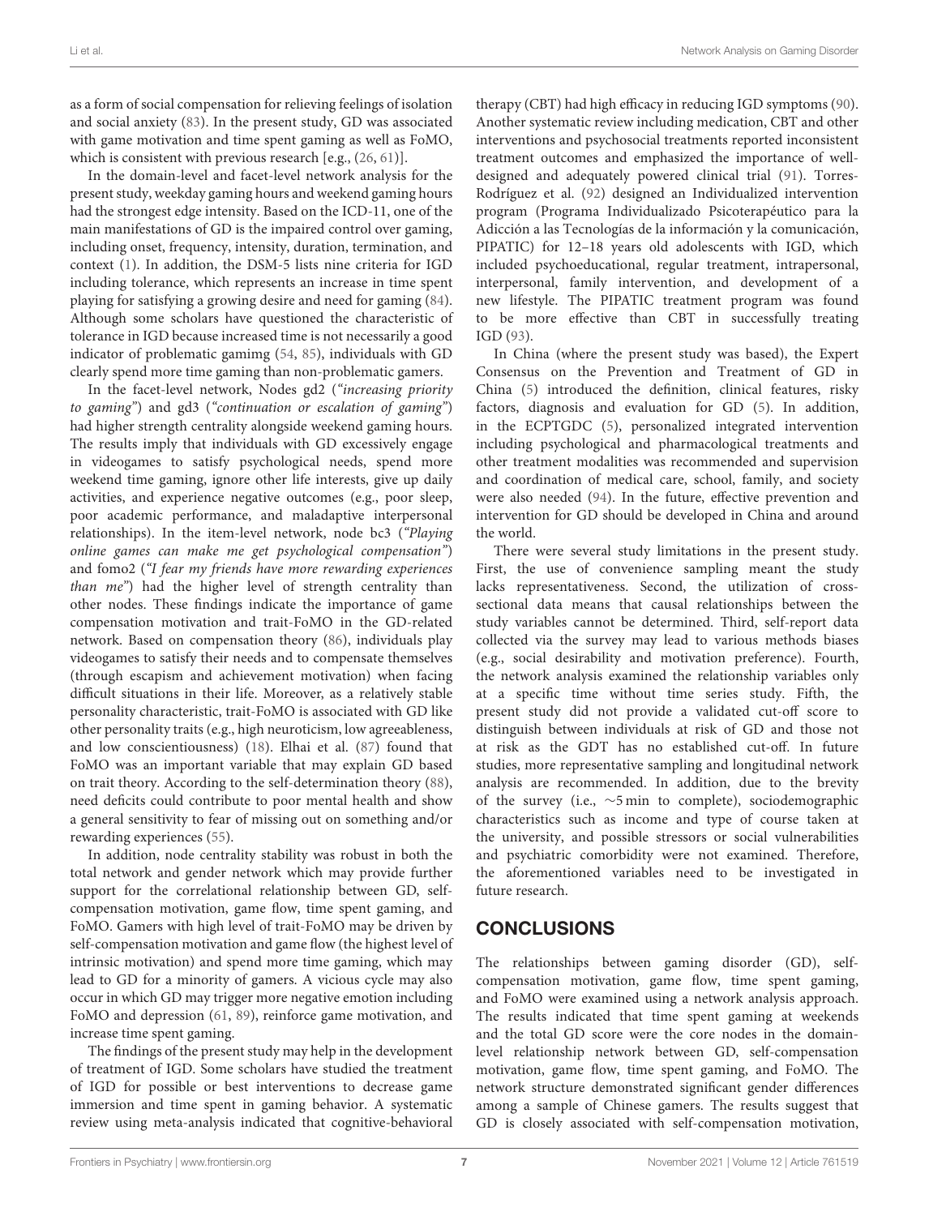as a form of social compensation for relieving feelings of isolation and social anxiety (83). In the present study, GD was associated with game motivation and time spent gaming as well as FoMO, which is consistent with previous research [e.g., (26, 61)].

In the domain-level and facet-level network analysis for the present study, weekday gaming hours and weekend gaming hours had the strongest edge intensity. Based on the ICD-11, one of the main manifestations of GD is the impaired control over gaming, including onset, frequency, intensity, duration, termination, and context (1). In addition, the DSM-5 lists nine criteria for IGD including tolerance, which represents an increase in time spent playing for satisfying a growing desire and need for gaming (84). Although some scholars have questioned the characteristic of tolerance in IGD because increased time is not necessarily a good indicator of problematic gamimg (54, 85), individuals with GD clearly spend more time gaming than non-problematic gamers.

In the facet-level network, Nodes gd2 (*"increasing priority to gaming"*) and gd3 (*"continuation or escalation of gaming"*) had higher strength centrality alongside weekend gaming hours. The results imply that individuals with GD excessively engage in videogames to satisfy psychological needs, spend more weekend time gaming, ignore other life interests, give up daily activities, and experience negative outcomes (e.g., poor sleep, poor academic performance, and maladaptive interpersonal relationships). In the item-level network, node bc3 (*"Playing online games can make me get psychological compensation"*) and fomo2 (*"I fear my friends have more rewarding experiences than me"*) had the higher level of strength centrality than other nodes. These findings indicate the importance of game compensation motivation and trait-FoMO in the GD-related network. Based on compensation theory (86), individuals play videogames to satisfy their needs and to compensate themselves (through escapism and achievement motivation) when facing difficult situations in their life. Moreover, as a relatively stable personality characteristic, trait-FoMO is associated with GD like other personality traits (e.g., high neuroticism, low agreeableness, and low conscientiousness) (18). Elhai et al. (87) found that FoMO was an important variable that may explain GD based on trait theory. According to the self-determination theory (88), need deficits could contribute to poor mental health and show a general sensitivity to fear of missing out on something and/or rewarding experiences (55).

In addition, node centrality stability was robust in both the total network and gender network which may provide further support for the correlational relationship between GD, self-compensation motivation, game flow, time spent gaming, and FoMO. Gamers with high level of trait-FoMO may be driven by self-compensation motivation and game flow (the highest level of intrinsic motivation) and spend more time gaming, which may lead to GD for a minority of gamers. A vicious cycle may also occur in which GD may trigger more negative emotion including FoMO and depression (61, 89), reinforce game motivation, and increase time spent gaming.

The findings of the present study may help in the development of treatment of IGD. Some scholars have studied the treatment of IGD for possible or best interventions to decrease game immersion and time spent in gaming behavior. A systematic review using meta-analysis indicated that cognitive-behavioral therapy (CBT) had high efficacy in reducing IGD symptoms (90). Another systematic review including medication, CBT and other interventions and psychosocial treatments reported inconsistent treatment outcomes and emphasized the importance of well-designed and adequately powered clinical trial (91). Torres-Rodríguez et al. (92) designed an Individualized intervention program (Programa Individualizado Psicoterapéutico para la Adicción a las Tecnologías de la información y la comunicación, PIPATIC) for 12–18 years old adolescents with IGD, which included psychoeducational, regular treatment, intrapersonal, interpersonal, family intervention, and development of a new lifestyle. The PIPATIC treatment program was found to be more effective than CBT in successfully treating IGD (93).

In China (where the present study was based), the Expert Consensus on the Prevention and Treatment of GD in China (5) introduced the definition, clinical features, risky factors, diagnosis and evaluation for GD (5). In addition, in the ECPTGDC (5), personalized integrated intervention including psychological and pharmacological treatments and other treatment modalities was recommended and supervision and coordination of medical care, school, family, and society were also needed (94). In the future, effective prevention and intervention for GD should be developed in China and around the world.

There were several study limitations in the present study. First, the use of convenience sampling meant the study lacks representativeness. Second, the utilization of cross-sectional data means that causal relationships between the study variables cannot be determined. Third, self-report data collected via the survey may lead to various methods biases (e.g., social desirability and motivation preference). Fourth, the network analysis examined the relationship variables only at a specific time without time series study. Fifth, the present study did not provide a validated cut-off score to distinguish between individuals at risk of GD and those not at risk as the GDT has no established cut-off. In future studies, more representative sampling and longitudinal network analysis are recommended. In addition, due to the brevity of the survey (i.e., ∼5 min to complete), sociodemographic characteristics such as income and type of course taken at the university, and possible stressors or social vulnerabilities and psychiatric comorbidity were not examined. Therefore, the aforementioned variables need to be investigated in future research.

## CONCLUSIONS

The relationships between gaming disorder (GD), self-compensation motivation, game flow, time spent gaming, and FoMO were examined using a network analysis approach. The results indicated that time spent gaming at weekends and the total GD score were the core nodes in the domain-level relationship network between GD, self-compensation motivation, game flow, time spent gaming, and FoMO. The network structure demonstrated significant gender differences among a sample of Chinese gamers. The results suggest that GD is closely associated with self-compensation motivation,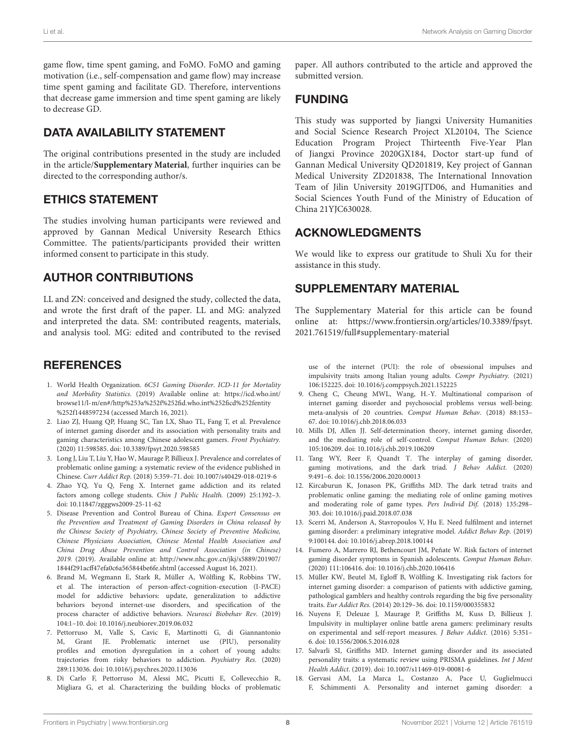game flow, time spent gaming, and FoMO. FoMO and gaming motivation (i.e., self-compensation and game flow) may increase time spent gaming and facilitate GD. Therefore, interventions that decrease game immersion and time spent gaming are likely to decrease GD.

## DATA AVAILABILITY STATEMENT

The original contributions presented in the study are included in the article/**Supplementary Material**, further inquiries can be directed to the corresponding author/s.

## ETHICS STATEMENT

The studies involving human participants were reviewed and approved by Gannan Medical University Research Ethics Committee. The patients/participants provided their written informed consent to participate in this study.

## AUTHOR CONTRIBUTIONS

LL and ZN: conceived and designed the study, collected the data, and wrote the first draft of the paper. LL and MG: analyzed and interpreted the data. SM: contributed reagents, materials, and analysis tool. MG: edited and contributed to the revised paper. All authors contributed to the article and approved the submitted version.

## FUNDING

This study was supported by Jiangxi University Humanities and Social Science Research Project XL20104, The Science Education Program Project Thirteenth Five-Year Plan of Jiangxi Province 2020GX184, Doctor start-up fund of Gannan Medical University QD201819, Key project of Gannan Medical University ZD201838, The International Innovation Team of Jilin University 2019GJTD06, and Humanities and Social Sciences Youth Fund of the Ministry of Education of China 21YJC630028.

## ACKNOWLEDGMENTS

We would like to express our gratitude to Shuli Xu for their assistance in this study.

## SUPPLEMENTARY MATERIAL

The Supplementary Material for this article can be found online at: https://www.frontiersin.org/articles/10.3389/fpsyt.2021.761519/full#supplementary-material

## REFERENCES

1. World Health Organization. *6C51 Gaming Disorder. ICD-11 for Mortality and Morbidity Statistics*. (2019) Available online at: https://icd.who.int/browse11/l-m/en#/http%253a%252f%252fid.who.int%252ficd%252fentity%252f1448597234 (accessed March 16, 2021).
2. Liao ZJ, Huang QP, Huang SC, Tan LX, Shao TL, Fang T, et al. Prevalence of internet gaming disorder and its association with personality traits and gaming characteristics among Chinese adolescent gamers. *Front Psychiatry.* (2020) 11:598585. doi: 10.3389/fpsyt.2020.598585
3. Long J, Liu T, Liu Y, Hao W, Maurage P, Billieux J. Prevalence and correlates of problematic online gaming: a systematic review of the evidence published in Chinese. *Curr Addict Rep.* (2018) 5:359–71. doi: 10.1007/s40429-018-0219-6
4. Zhao YQ, Yu Q, Feng X. Internet game addiction and its related factors among college students. *Chin J Public Health.* (2009) 25:1392–3. doi: 10.11847/zgggws2009-25-11-62
5. Disease Prevention and Control Bureau of China. *Expert Consensus on the Prevention and Treatment of Gaming Disorders in China released by the Chinese Society of Psychiatry, Chinese Society of Preventive Medicine, Chinese Physicians Association, Chinese Mental Health Association and China Drug Abuse Prevention and Control Association (in Chinese) 2019.* (2019). Available online at: http://www.nhc.gov.cn/jkj/s5889/201907/1844f291acff47efa0c6a565844be6fe.shtml (accessed August 16, 2021).
6. Brand M, Wegmann E, Stark R, Müller A, Wölfling K, Robbins TW, et al. The interaction of person-affect-cognition-execution (I-PACE) model for addictive behaviors: update, generalization to addictive behaviors beyond internet-use disorders, and specification of the process character of addictive behaviors. *Neurosci Biobehav Rev.* (2019) 104:1–10. doi: 10.1016/j.neubiorev.2019.06.032
7. Pettorruso M, Valle S, Cavic E, Martinotti G, di Giannantonio M, Grant JE. Problematic internet use (PIU), personality profiles and emotion dysregulation in a cohort of young adults: trajectories from risky behaviors to addiction. *Psychiatry Res.* (2020) 289:113036. doi: 10.1016/j.psychres.2020.113036
8. Di Carlo F, Pettorruso M, Alessi MC, Picutti E, Collevecchio R, Migliara G, et al. Characterizing the building blocks of problematic use of the internet (PUI): the role of obsessional impulses and impulsivity traits among Italian young adults. *Compr Psychiatry.* (2021) 106:152225. doi: 10.1016/j.comppsych.2021.152225
9. Cheng C, Cheung MWL, Wang, H.-Y. Multinational comparison of internet gaming disorder and psychosocial problems versus well-being: meta-analysis of 20 countries. *Comput Human Behav.* (2018) 88:153–67. doi: 10.1016/j.chb.2018.06.033
10. Mills DJ, Allen JJ. Self-determination theory, internet gaming disorder, and the mediating role of self-control. *Comput Human Behav.* (2020) 105:106209. doi: 10.1016/j.chb.2019.106209
11. Tang WY, Reer F, Quandt T. The interplay of gaming disorder, gaming motivations, and the dark triad. *J Behav Addict.* (2020) 9:491–6. doi: 10.1556/2006.2020.00013
12. Kircaburun K, Jonason PK, Griffiths MD. The dark tetrad traits and problematic online gaming: the mediating role of online gaming motives and moderating role of game types. *Pers Individ Dif.* (2018) 135:298–303. doi: 10.1016/j.paid.2018.07.038
13. Scerri M, Anderson A, Stavropoulos V, Hu E. Need fulfilment and internet gaming disorder: a preliminary integrative model. *Addict Behav Rep.* (2019) 9:100144. doi: 10.1016/j.abrep.2018.100144
14. Fumero A, Marrero RJ, Bethencourt JM, Peñate W. Risk factors of internet gaming disorder symptoms in Spanish adolescents. *Comput Human Behav.* (2020) 111:106416. doi: 10.1016/j.chb.2020.106416
15. Müller KW, Beutel M, Egloff B, Wölfling K. Investigating risk factors for internet gaming disorder: a comparison of patients with addictive gaming, pathological gamblers and healthy controls regarding the big five personality traits. *Eur Addict Res.* (2014) 20:129–36. doi: 10.1159/000355832
16. Nuyens F, Deleuze J, Maurage P, Griffiths M, Kuss D, Billieux J. Impulsivity in multiplayer online battle arena gamers: preliminary results on experimental and self-report measures. *J Behav Addict.* (2016) 5:351–6. doi: 10.1556/2006.5.2016.028
17. Salvarli SI, Griffiths MD. Internet gaming disorder and its associated personality traits: a systematic review using PRISMA guidelines. *Int J Ment Health Addict*. (2019). doi: 10.1007/s11469-019-00081-6
18. Gervasi AM, La Marca L, Costanzo A, Pace U, Guglielmucci F, Schimmenti A. Personality and internet gaming disorder: a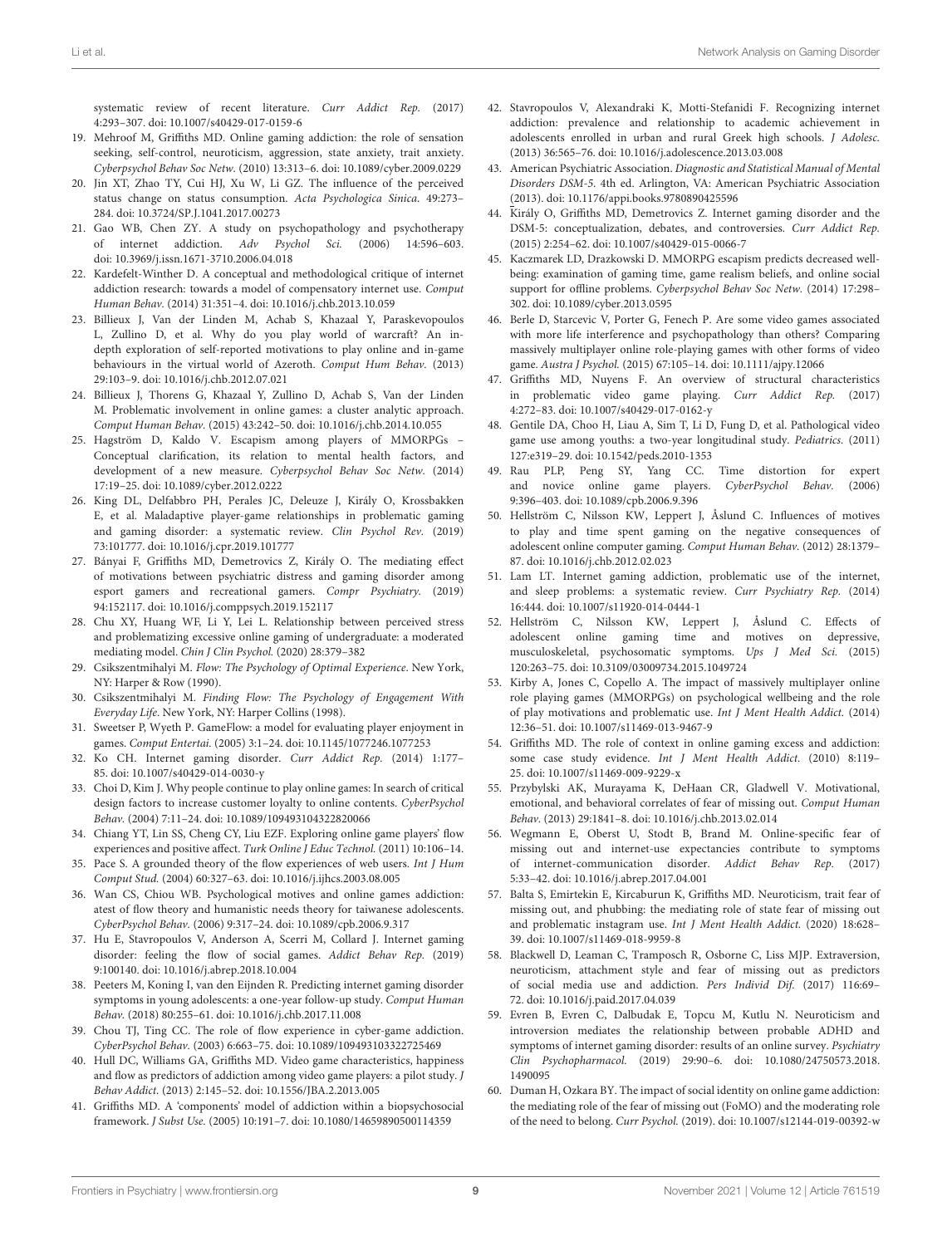systematic review of recent literature. *Curr Addict Rep.* (2017) 4:293–307. doi: 10.1007/s40429-017-0159-6

19. Mehroof M, Griffiths MD. Online gaming addiction: the role of sensation seeking, self-control, neuroticism, aggression, state anxiety, trait anxiety. *Cyberpsychol Behav Soc Netw.* (2010) 13:313–6. doi: 10.1089/cyber.2009.0229
20. Jin XT, Zhao TY, Cui HJ, Xu W, Li GZ. The influence of the perceived status change on status consumption. *Acta Psychologica Sinica.* 49:273–284. doi: 10.3724/SP.J.1041.2017.00273
21. Gao WB, Chen ZY. A study on psychopathology and psychotherapy of internet addiction. *Adv Psychol Sci.* (2006) 14:596–603. doi: 10.3969/j.issn.1671-3710.2006.04.018
22. Kardefelt-Winther D. A conceptual and methodological critique of internet addiction research: towards a model of compensatory internet use. *Comput Human Behav.* (2014) 31:351–4. doi: 10.1016/j.chb.2013.10.059
23. Billieux J, Van der Linden M, Achab S, Khazaal Y, Paraskevopoulos L, Zullino D, et al. Why do you play world of warcraft? An in-depth exploration of self-reported motivations to play online and in-game behaviours in the virtual world of Azeroth. *Comput Hum Behav.* (2013) 29:103–9. doi: 10.1016/j.chb.2012.07.021
24. Billieux J, Thorens G, Khazaal Y, Zullino D, Achab S, Van der Linden M. Problematic involvement in online games: a cluster analytic approach. *Comput Human Behav.* (2015) 43:242–50. doi: 10.1016/j.chb.2014.10.055
25. Hagström D, Kaldo V. Escapism among players of MMORPGs – Conceptual clarification, its relation to mental health factors, and development of a new measure. *Cyberpsychol Behav Soc Netw.* (2014) 17:19–25. doi: 10.1089/cyber.2012.0222
26. King DL, Delfabbro PH, Perales JC, Deleuze J, Király O, Krossbakken E, et al. Maladaptive player-game relationships in problematic gaming and gaming disorder: a systematic review. *Clin Psychol Rev.* (2019) 73:101777. doi: 10.1016/j.cpr.2019.101777
27. Bányai F, Griffiths MD, Demetrovics Z, Király O. The mediating effect of motivations between psychiatric distress and gaming disorder among esport gamers and recreational gamers. *Compr Psychiatry.* (2019) 94:152117. doi: 10.1016/j.comppsych.2019.152117
28. Chu XY, Huang WF, Li Y, Lei L. Relationship between perceived stress and problematizing excessive online gaming of undergraduate: a moderated mediating model. *Chin J Clin Psychol.* (2020) 28:379–382
29. Csikszentmihalyi M. *Flow: The Psychology of Optimal Experience.* New York, NY: Harper & Row (1990).
30. Csikszentmihalyi M. *Finding Flow: The Psychology of Engagement With Everyday Life.* New York, NY: Harper Collins (1998).
31. Sweetser P, Wyeth P. GameFlow: a model for evaluating player enjoyment in games. *Comput Entertai.* (2005) 3:1–24. doi: 10.1145/1077246.1077253
32. Ko CH. Internet gaming disorder. *Curr Addict Rep.* (2014) 1:177–85. doi: 10.1007/s40429-014-0030-y
33. Choi D, Kim J. Why people continue to play online games: In search of critical design factors to increase customer loyalty to online contents. *CyberPsychol Behav.* (2004) 7:11–24. doi: 10.1089/109493104322820066
34. Chiang YT, Lin SS, Cheng CY, Liu EZF. Exploring online game players' flow experiences and positive affect. *Turk Online J Educ Technol.* (2011) 10:106–14.
35. Pace S. A grounded theory of the flow experiences of web users. *Int J Hum Comput Stud.* (2004) 60:327–63. doi: 10.1016/j.ijhcs.2003.08.005
36. Wan CS, Chiou WB. Psychological motives and online games addiction: atest of flow theory and humanistic needs theory for taiwanese adolescents. *CyberPsychol Behav.* (2006) 9:317–24. doi: 10.1089/cpb.2006.9.317
37. Hu E, Stavropoulos V, Anderson A, Scerri M, Collard J. Internet gaming disorder: feeling the flow of social games. *Addict Behav Rep.* (2019) 9:100140. doi: 10.1016/j.abrep.2018.10.004
38. Peeters M, Koning I, van den Eijnden R. Predicting internet gaming disorder symptoms in young adolescents: a one-year follow-up study. *Comput Human Behav.* (2018) 80:255–61. doi: 10.1016/j.chb.2017.11.008
39. Chou TJ, Ting CC. The role of flow experience in cyber-game addiction. *CyberPsychol Behav.* (2003) 6:663–75. doi: 10.1089/109493103322725469
40. Hull DC, Williams GA, Griffiths MD. Video game characteristics, happiness and flow as predictors of addiction among video game players: a pilot study. *J Behav Addict.* (2013) 2:145–52. doi: 10.1556/JBA.2.2013.005
41. Griffiths MD. A 'components' model of addiction within a biopsychosocial framework. *J Subst Use.* (2005) 10:191–7. doi: 10.1080/14659890500114359
42. Stavropoulos V, Alexandraki K, Motti-Stefanidi F. Recognizing internet addiction: prevalence and relationship to academic achievement in adolescents enrolled in urban and rural Greek high schools. *J Adolesc.* (2013) 36:565–76. doi: 10.1016/j.adolescence.2013.03.008
43. American Psychiatric Association. *Diagnostic and Statistical Manual of Mental Disorders DSM-5.* 4th ed. Arlington, VA: American Psychiatric Association (2013). doi: 10.1176/appi.books.9780890425596
44. Király O, Griffiths MD, Demetrovics Z. Internet gaming disorder and the DSM-5: conceptualization, debates, and controversies. *Curr Addict Rep.* (2015) 2:254–62. doi: 10.1007/s40429-015-0066-7
45. Kaczmarek LD, Drazkowski D. MMORPG escapism predicts decreased well-being: examination of gaming time, game realism beliefs, and online social support for offline problems. *Cyberpsychol Behav Soc Netw.* (2014) 17:298–302. doi: 10.1089/cyber.2013.0595
46. Berle D, Starcevic V, Porter G, Fenech P. Are some video games associated with more life interference and psychopathology than others? Comparing massively multiplayer online role-playing games with other forms of video game. *Austra J Psychol.* (2015) 67:105–14. doi: 10.1111/ajpy.12066
47. Griffiths MD, Nuyens F. An overview of structural characteristics in problematic video game playing. *Curr Addict Rep.* (2017) 4:272–83. doi: 10.1007/s40429-017-0162-y
48. Gentile DA, Choo H, Liau A, Sim T, Li D, Fung D, et al. Pathological video game use among youths: a two-year longitudinal study. *Pediatrics.* (2011) 127:e319–29. doi: 10.1542/peds.2010-1353
49. Rau PLP, Peng SY, Yang CC. Time distortion for expert and novice online game players. *CyberPsychol Behav.* (2006) 9:396–403. doi: 10.1089/cpb.2006.9.396
50. Hellström C, Nilsson KW, Leppert J, Åslund C. Influences of motives to play and time spent gaming on the negative consequences of adolescent online computer gaming. *Comput Human Behav.* (2012) 28:1379–87. doi: 10.1016/j.chb.2012.02.023
51. Lam LT. Internet gaming addiction, problematic use of the internet, and sleep problems: a systematic review. *Curr Psychiatry Rep.* (2014) 16:444. doi: 10.1007/s11920-014-0444-1
52. Hellström C, Nilsson KW, Leppert J, Åslund C. Effects of adolescent online gaming time and motives on depressive, musculoskeletal, psychosomatic symptoms. *Ups J Med Sci.* (2015) 120:263–75. doi: 10.3109/03009734.2015.1049724
53. Kirby A, Jones C, Copello A. The impact of massively multiplayer online role playing games (MMORPGs) on psychological wellbeing and the role of play motivations and problematic use. *Int J Ment Health Addict.* (2014) 12:36–51. doi: 10.1007/s11469-013-9467-9
54. Griffiths MD. The role of context in online gaming excess and addiction: some case study evidence. *Int J Ment Health Addict.* (2010) 8:119–25. doi: 10.1007/s11469-009-9229-x
55. Przybylski AK, Murayama K, DeHaan CR, Gladwell V. Motivational, emotional, and behavioral correlates of fear of missing out. *Comput Human Behav.* (2013) 29:1841–8. doi: 10.1016/j.chb.2013.02.014
56. Wegmann E, Oberst U, Stodt B, Brand M. Online-specific fear of missing out and internet-use expectancies contribute to symptoms of internet-communication disorder. *Addict Behav Rep.* (2017) 5:33–42. doi: 10.1016/j.abrep.2017.04.001
57. Balta S, Emirtekin E, Kircaburun K, Griffiths MD. Neuroticism, trait fear of missing out, and phubbing: the mediating role of state fear of missing out and problematic instagram use. *Int J Ment Health Addict.* (2020) 18:628–39. doi: 10.1007/s11469-018-9959-8
58. Blackwell D, Leaman C, Tramposch R, Osborne C, Liss MJP. Extraversion, neuroticism, attachment style and fear of missing out as predictors of social media use and addiction. *Pers Individ Dif.* (2017) 116:69–72. doi: 10.1016/j.paid.2017.04.039
59. Evren B, Evren C, Dalbudak E, Topcu M, Kutlu N. Neuroticism and introversion mediates the relationship between probable ADHD and symptoms of internet gaming disorder: results of an online survey. *Psychiatry Clin Psychopharmacol.* (2019) 29:90–6. doi: 10.1080/24750573.2018.1490095
60. Duman H, Ozkara BY. The impact of social identity on online game addiction: the mediating role of the fear of missing out (FoMO) and the moderating role of the need to belong. *Curr Psychol.* (2019). doi: 10.1007/s12144-019-00392-w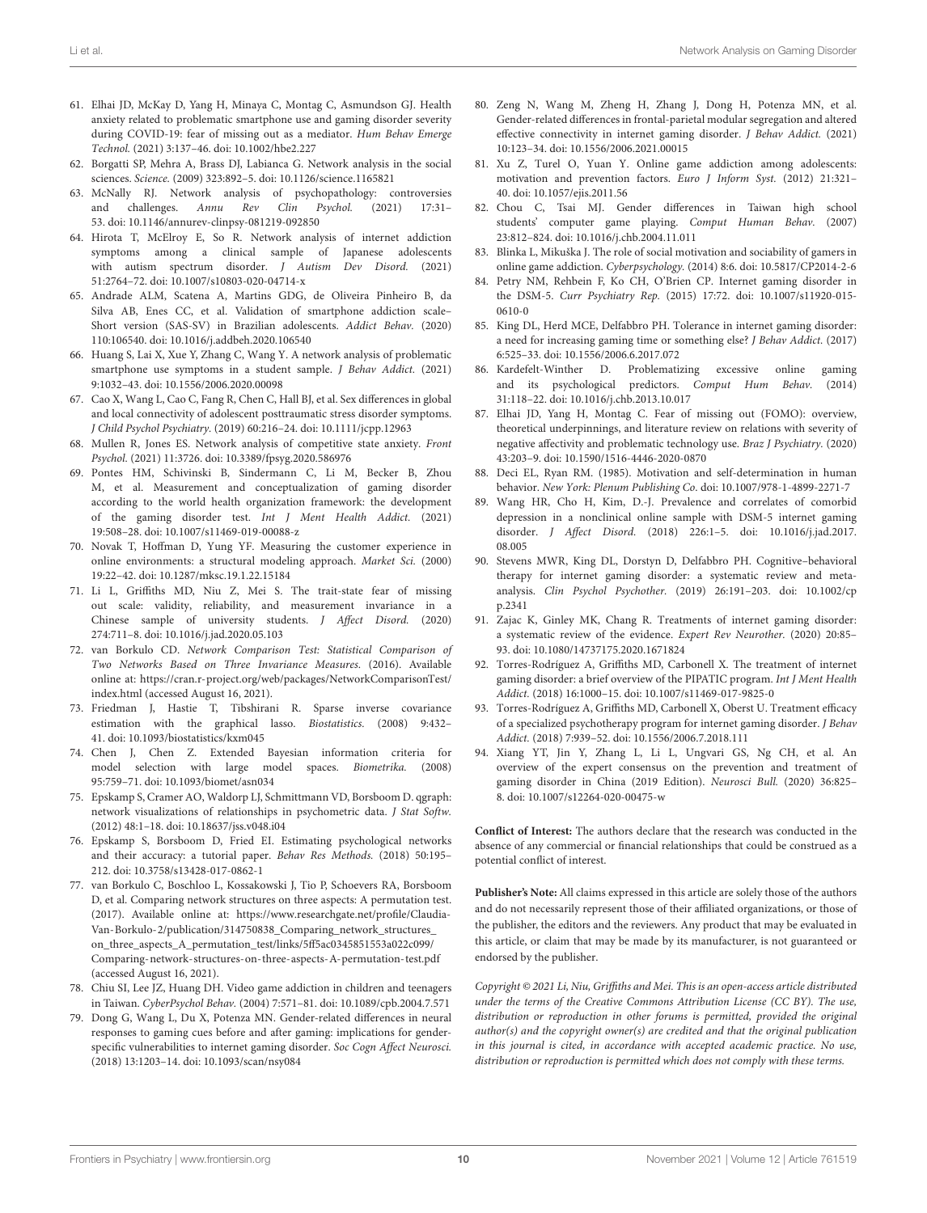61. Elhai JD, McKay D, Yang H, Minaya C, Montag C, Asmundson GJ. Health anxiety related to problematic smartphone use and gaming disorder severity during COVID-19: fear of missing out as a mediator. *Hum Behav Emerge Technol.* (2021) 3:137–46. doi: 10.1002/hbe2.227
62. Borgatti SP, Mehra A, Brass DJ, Labianca G. Network analysis in the social sciences. *Science.* (2009) 323:892–5. doi: 10.1126/science.1165821
63. McNally RJ. Network analysis of psychopathology: controversies and challenges. *Annu Rev Clin Psychol.* (2021) 17:31–53. doi: 10.1146/annurev-clinpsy-081219-092850
64. Hirota T, McElroy E, So R. Network analysis of internet addiction symptoms among a clinical sample of Japanese adolescents with autism spectrum disorder. *J Autism Dev Disord.* (2021) 51:2764–72. doi: 10.1007/s10803-020-04714-x
65. Andrade ALM, Scatena A, Martins GDG, de Oliveira Pinheiro B, da Silva AB, Enes CC, et al. Validation of smartphone addiction scale–Short version (SAS-SV) in Brazilian adolescents. *Addict Behav.* (2020) 110:106540. doi: 10.1016/j.addbeh.2020.106540
66. Huang S, Lai X, Xue Y, Zhang C, Wang Y. A network analysis of problematic smartphone use symptoms in a student sample. *J Behav Addict.* (2021) 9:1032–43. doi: 10.1556/2006.2020.00098
67. Cao X, Wang L, Cao C, Fang R, Chen C, Hall BJ, et al. Sex differences in global and local connectivity of adolescent posttraumatic stress disorder symptoms. *J Child Psychol Psychiatry.* (2019) 60:216–24. doi: 10.1111/jcpp.12963
68. Mullen R, Jones ES. Network analysis of competitive state anxiety. *Front Psychol.* (2021) 11:3726. doi: 10.3389/fpsyg.2020.586976
69. Pontes HM, Schivinski B, Sindermann C, Li M, Becker B, Zhou M, et al. Measurement and conceptualization of gaming disorder according to the world health organization framework: the development of the gaming disorder test. *Int J Ment Health Addict.* (2021) 19:508–28. doi: 10.1007/s11469-019-00088-z
70. Novak T, Hoffman D, Yung YF. Measuring the customer experience in online environments: a structural modeling approach. *Market Sci.* (2000) 19:22–42. doi: 10.1287/mksc.19.1.22.15184
71. Li L, Griffiths MD, Niu Z, Mei S. The trait-state fear of missing out scale: validity, reliability, and measurement invariance in a Chinese sample of university students. *J Affect Disord.* (2020) 274:711–8. doi: 10.1016/j.jad.2020.05.103
72. van Borkulo CD. *Network Comparison Test: Statistical Comparison of Two Networks Based on Three Invariance Measures.* (2016). Available online at: https://cran.r-project.org/web/packages/NetworkComparisonTest/index.html (accessed August 16, 2021).
73. Friedman J, Hastie T, Tibshirani R. Sparse inverse covariance estimation with the graphical lasso. *Biostatistics.* (2008) 9:432–41. doi: 10.1093/biostatistics/kxm045
74. Chen J, Chen Z. Extended Bayesian information criteria for model selection with large model spaces. *Biometrika.* (2008) 95:759–71. doi: 10.1093/biomet/asn034
75. Epskamp S, Cramer AO, Waldorp LJ, Schmittmann VD, Borsboom D. qgraph: network visualizations of relationships in psychometric data. *J Stat Softw.* (2012) 48:1–18. doi: 10.18637/jss.v048.i04
76. Epskamp S, Borsboom D, Fried EI. Estimating psychological networks and their accuracy: a tutorial paper. *Behav Res Methods.* (2018) 50:195–212. doi: 10.3758/s13428-017-0862-1
77. van Borkulo C, Boschloo L, Kossakowski J, Tio P, Schoevers RA, Borsboom D, et al. Comparing network structures on three aspects: A permutation test. (2017). Available online at: https://www.researchgate.net/profile/Claudia-Van-Borkulo-2/publication/314750838_Comparing_network_structures_on_three_aspects_A_permutation_test/links/5ff5ac0345851553a022c099/Comparing-network-structures-on-three-aspects-A-permutation-test.pdf (accessed August 16, 2021).
78. Chiu SI, Lee JZ, Huang DH. Video game addiction in children and teenagers in Taiwan. *CyberPsychol Behav.* (2004) 7:571–81. doi: 10.1089/cpb.2004.7.571
79. Dong G, Wang L, Du X, Potenza MN. Gender-related differences in neural responses to gaming cues before and after gaming: implications for gender-specific vulnerabilities to internet gaming disorder. *Soc Cogn Affect Neurosci.* (2018) 13:1203–14. doi: 10.1093/scan/nsy084
80. Zeng N, Wang M, Zheng H, Zhang J, Dong H, Potenza MN, et al. Gender-related differences in frontal-parietal modular segregation and altered effective connectivity in internet gaming disorder. *J Behav Addict.* (2021) 10:123–34. doi: 10.1556/2006.2021.00015
81. Xu Z, Turel O, Yuan Y. Online game addiction among adolescents: motivation and prevention factors. *Euro J Inform Syst.* (2012) 21:321–40. doi: 10.1057/ejis.2011.56
82. Chou C, Tsai MJ. Gender differences in Taiwan high school students' computer game playing. *Comput Human Behav.* (2007) 23:812–824. doi: 10.1016/j.chb.2004.11.011
83. Blinka L, Mikuška J. The role of social motivation and sociability of gamers in online game addiction. *Cyberpsychology.* (2014) 8:6. doi: 10.5817/CP2014-2-6
84. Petry NM, Rehbein F, Ko CH, O'Brien CP. Internet gaming disorder in the DSM-5. *Curr Psychiatry Rep.* (2015) 17:72. doi: 10.1007/s11920-015-0610-0
85. King DL, Herd MCE, Delfabbro PH. Tolerance in internet gaming disorder: a need for increasing gaming time or something else? *J Behav Addict.* (2017) 6:525–33. doi: 10.1556/2006.6.2017.072
86. Kardefelt-Winther D. Problematizing excessive online gaming and its psychological predictors. *Comput Hum Behav.* (2014) 31:118–22. doi: 10.1016/j.chb.2013.10.017
87. Elhai JD, Yang H, Montag C. Fear of missing out (FOMO): overview, theoretical underpinnings, and literature review on relations with severity of negative affectivity and problematic technology use. *Braz J Psychiatry.* (2020) 43:203–9. doi: 10.1590/1516-4446-2020-0870
88. Deci EL, Ryan RM. (1985). Motivation and self-determination in human behavior. *New York: Plenum Publishing Co.* doi: 10.1007/978-1-4899-2271-7
89. Wang HR, Cho H, Kim, D.-J. Prevalence and correlates of comorbid depression in a nonclinical online sample with DSM-5 internet gaming disorder. *J Affect Disord.* (2018) 226:1–5. doi: 10.1016/j.jad.2017.08.005
90. Stevens MWR, King DL, Dorstyn D, Delfabbro PH. Cognitive–behavioral therapy for internet gaming disorder: a systematic review and meta-analysis. *Clin Psychol Psychother.* (2019) 26:191–203. doi: 10.1002/cpp.2341
91. Zajac K, Ginley MK, Chang R. Treatments of internet gaming disorder: a systematic review of the evidence. *Expert Rev Neurother.* (2020) 20:85–93. doi: 10.1080/14737175.2020.1671824
92. Torres-Rodríguez A, Griffiths MD, Carbonell X. The treatment of internet gaming disorder: a brief overview of the PIPATIC program. *Int J Ment Health Addict.* (2018) 16:1000–15. doi: 10.1007/s11469-017-9825-0
93. Torres-Rodríguez A, Griffiths MD, Carbonell X, Oberst U. Treatment efficacy of a specialized psychotherapy program for internet gaming disorder. *J Behav Addict.* (2018) 7:939–52. doi: 10.1556/2006.7.2018.111
94. Xiang YT, Jin Y, Zhang L, Li L, Ungvari GS, Ng CH, et al. An overview of the expert consensus on the prevention and treatment of gaming disorder in China (2019 Edition). *Neurosci Bull.* (2020) 36:825–8. doi: 10.1007/s12264-020-00475-w

**Conflict of Interest:** The authors declare that the research was conducted in the absence of any commercial or financial relationships that could be construed as a potential conflict of interest.

**Publisher's Note:** All claims expressed in this article are solely those of the authors and do not necessarily represent those of their affiliated organizations, or those of the publisher, the editors and the reviewers. Any product that may be evaluated in this article, or claim that may be made by its manufacturer, is not guaranteed or endorsed by the publisher.

*Copyright © 2021 Li, Niu, Griffiths and Mei. This is an open-access article distributed under the terms of the Creative Commons Attribution License (CC BY). The use, distribution or reproduction in other forums is permitted, provided the original author(s) and the copyright owner(s) are credited and that the original publication in this journal is cited, in accordance with accepted academic practice. No use, distribution or reproduction is permitted which does not comply with these terms.*